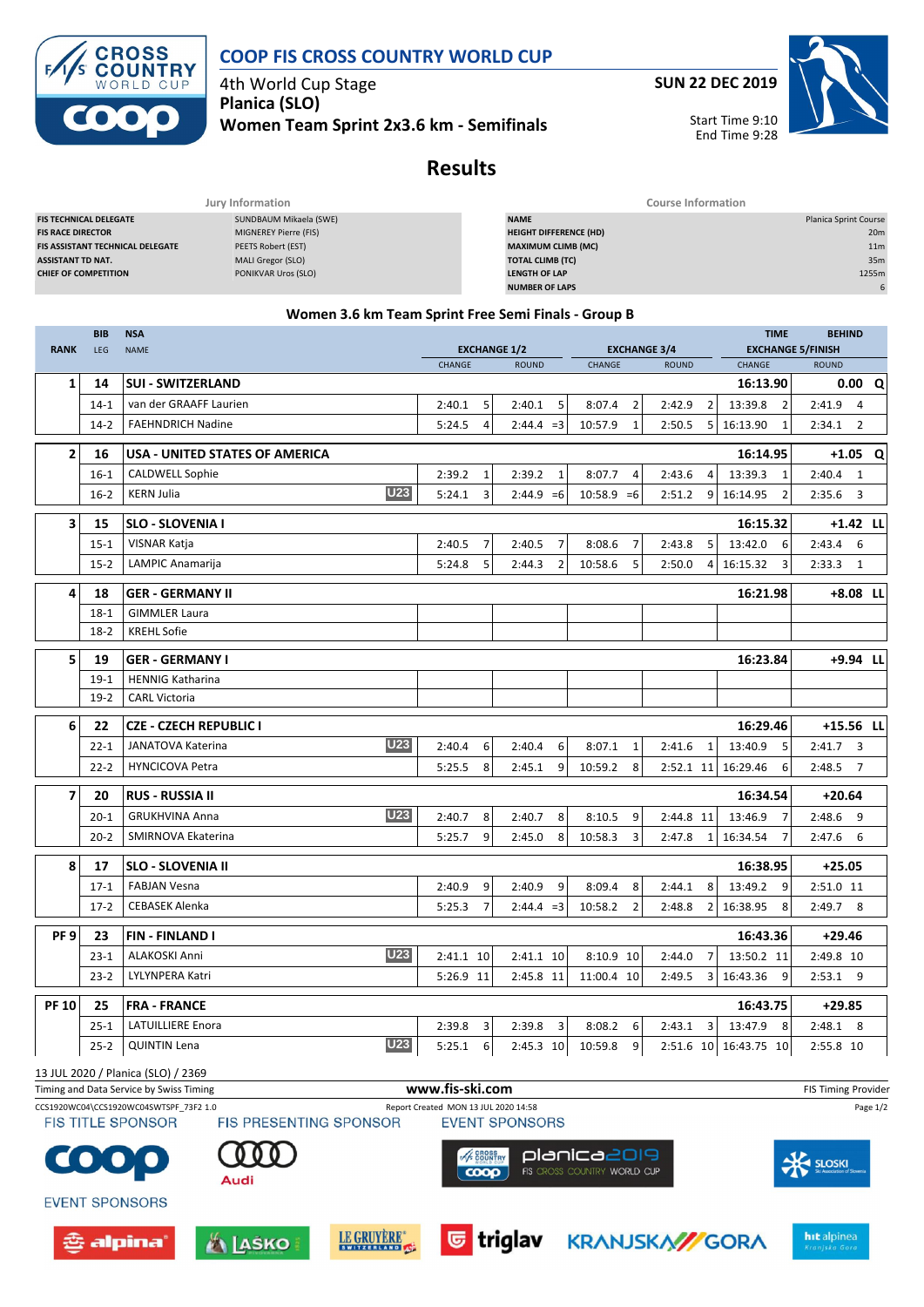# COOP FIS CROSS COUNTRY WORLD CUP

4th World Cup Stage
**Planica (SLO)**
**Women Team Sprint 2x3.6 km - Semifinals**

**SUN 22 DEC 2019**

Start Time 9:10
End Time 9:28

## Results

| Jury Information | |
|---|---|
| FIS TECHNICAL DELEGATE | SUNDBAUM Mikaela (SWE) |
| FIS RACE DIRECTOR | MIGNEREY Pierre (FIS) |
| FIS ASSISTANT TECHNICAL DELEGATE | PEETS Robert (EST) |
| ASSISTANT TD NAT. | MALI Gregor (SLO) |
| CHIEF OF COMPETITION | PONIKVAR Uros (SLO) |

| Course Information | |
|---|---|
| NAME | Planica Sprint Course |
| HEIGHT DIFFERENCE (HD) | 20m |
| MAXIMUM CLIMB (MC) | 11m |
| TOTAL CLIMB (TC) | 35m |
| LENGTH OF LAP | 1255m |
| NUMBER OF LAPS | 6 |

### Women 3.6 km Team Sprint Free Semi Finals - Group B

| RANK | BIB / LEG | NSA / NAME | | EXCHANGE 1/2 CHANGE | | EXCHANGE 1/2 ROUND | | EXCHANGE 3/4 CHANGE | | EXCHANGE 3/4 ROUND | | TIME EXCHANGE 5/FINISH CHANGE | | BEHIND ROUND | | |
|---|---|---|---|---|---|---|---|---|---|---|---|---|---|---|---|---|
| 1 | 14 | SUI - SWITZERLAND | | | | | | | | | | 16:13.90 | | 0.00 | | Q |
| | 14-1 | van der GRAAFF Laurien | | 2:40.1 | 5 | 2:40.1 | 5 | 8:07.4 | 2 | 2:42.9 | 2 | 13:39.8 | 2 | 2:41.9 | 4 | |
| | 14-2 | FAEHNDRICH Nadine | | 5:24.5 | 4 | 2:44.4 | =3 | 10:57.9 | 1 | 2:50.5 | 5 | 16:13.90 | 1 | 2:34.1 | 2 | |
| 2 | 16 | USA - UNITED STATES OF AMERICA | | | | | | | | | | 16:14.95 | | +1.05 | | Q |
| | 16-1 | CALDWELL Sophie | | 2:39.2 | 1 | 2:39.2 | 1 | 8:07.7 | 4 | 2:43.6 | 4 | 13:39.3 | 1 | 2:40.4 | 1 | |
| | 16-2 | KERN Julia | U23 | 5:24.1 | 3 | 2:44.9 | =6 | 10:58.9 | =6 | 2:51.2 | 9 | 16:14.95 | 2 | 2:35.6 | 3 | |
| 3 | 15 | SLO - SLOVENIA I | | | | | | | | | | 16:15.32 | | +1.42 | | LL |
| | 15-1 | VISNAR Katja | | 2:40.5 | 7 | 2:40.5 | 7 | 8:08.6 | 7 | 2:43.8 | 5 | 13:42.0 | 6 | 2:43.4 | 6 | |
| | 15-2 | LAMPIC Anamarija | | 5:24.8 | 5 | 2:44.3 | 2 | 10:58.6 | 5 | 2:50.0 | 4 | 16:15.32 | 3 | 2:33.3 | 1 | |
| 4 | 18 | GER - GERMANY II | | | | | | | | | | 16:21.98 | | +8.08 | | LL |
| | 18-1 | GIMMLER Laura | | | | | | | | | | | | | | |
| | 18-2 | KREHL Sofie | | | | | | | | | | | | | | |
| 5 | 19 | GER - GERMANY I | | | | | | | | | | 16:23.84 | | +9.94 | | LL |
| | 19-1 | HENNIG Katharina | | | | | | | | | | | | | | |
| | 19-2 | CARL Victoria | | | | | | | | | | | | | | |
| 6 | 22 | CZE - CZECH REPUBLIC I | | | | | | | | | | 16:29.46 | | +15.56 | | LL |
| | 22-1 | JANATOVA Katerina | U23 | 2:40.4 | 6 | 2:40.4 | 6 | 8:07.1 | 1 | 2:41.6 | 1 | 13:40.9 | 5 | 2:41.7 | 3 | |
| | 22-2 | HYNCICOVA Petra | | 5:25.5 | 8 | 2:45.1 | 9 | 10:59.2 | 8 | 2:52.1 | 11 | 16:29.46 | 6 | 2:48.5 | 7 | |
| 7 | 20 | RUS - RUSSIA II | | | | | | | | | | 16:34.54 | | +20.64 | | |
| | 20-1 | GRUKHVINA Anna | U23 | 2:40.7 | 8 | 2:40.7 | 8 | 8:10.5 | 9 | 2:44.8 | 11 | 13:46.9 | 7 | 2:48.6 | 9 | |
| | 20-2 | SMIRNOVA Ekaterina | | 5:25.7 | 9 | 2:45.0 | 8 | 10:58.3 | 3 | 2:47.8 | 1 | 16:34.54 | 7 | 2:47.6 | 6 | |
| 8 | 17 | SLO - SLOVENIA II | | | | | | | | | | 16:38.95 | | +25.05 | | |
| | 17-1 | FABJAN Vesna | | 2:40.9 | 9 | 2:40.9 | 9 | 8:09.4 | 8 | 2:44.1 | 8 | 13:49.2 | 9 | 2:51.0 | 11 | |
| | 17-2 | CEBASEK Alenka | | 5:25.3 | 7 | 2:44.4 | =3 | 10:58.2 | 2 | 2:48.8 | 2 | 16:38.95 | 8 | 2:49.7 | 8 | |
| PF 9 | 23 | FIN - FINLAND I | | | | | | | | | | 16:43.36 | | +29.46 | | |
| | 23-1 | ALAKOSKI Anni | U23 | 2:41.1 | 10 | 2:41.1 | 10 | 8:10.9 | 10 | 2:44.0 | 7 | 13:50.2 | 11 | 2:49.8 | 10 | |
| | 23-2 | LYLYNPERA Katri | | 5:26.9 | 11 | 2:45.8 | 11 | 11:00.4 | 10 | 2:49.5 | 3 | 16:43.36 | 9 | 2:53.1 | 9 | |
| PF 10 | 25 | FRA - FRANCE | | | | | | | | | | 16:43.75 | | +29.85 | | |
| | 25-1 | LATUILLIERE Enora | | 2:39.8 | 3 | 2:39.8 | 3 | 8:08.2 | 6 | 2:43.1 | 3 | 13:47.9 | 8 | 2:48.1 | 8 | |
| | 25-2 | QUINTIN Lena | U23 | 5:25.1 | 6 | 2:45.3 | 10 | 10:59.8 | 9 | 2:51.6 | 10 | 16:43.75 | 10 | 2:55.8 | 10 | |

13 JUL 2020 / Planica (SLO) / 2369

Timing and Data Service by Swiss Timing — www.fis-ski.com — FIS Timing Provider

CCS1920WC04\CCS1920WC04SWTSPF_73F2 1.0 — Report Created MON 13 JUL 2020 14:58

FIS TITLE SPONSOR — FIS PRESENTING SPONSOR — EVENT SPONSORS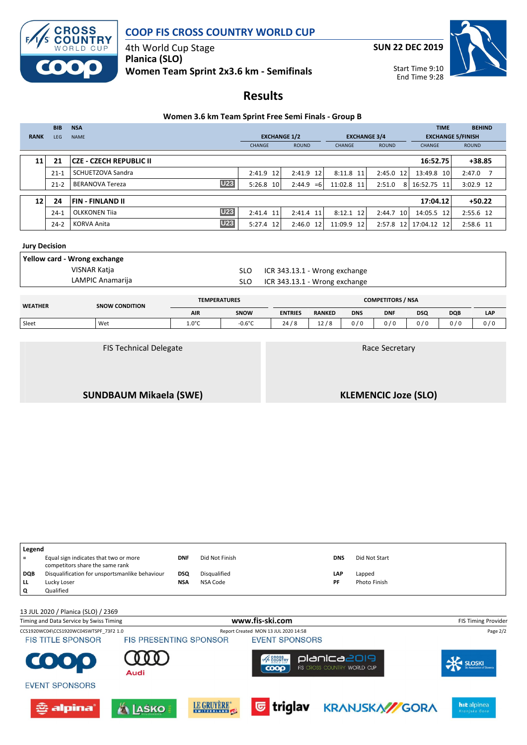# COOP FIS CROSS COUNTRY WORLD CUP

4th World Cup Stage
**Planica (SLO)**
**Women Team Sprint 2x3.6 km - Semifinals**

**SUN 22 DEC 2019**

Start Time 9:10
End Time 9:28

## Results

### Women 3.6 km Team Sprint Free Semi Finals - Group B

| RANK | BIB / LEG | NSA / NAME | | EXCHANGE 1/2 CHANGE | EXCHANGE 1/2 ROUND | EXCHANGE 3/4 CHANGE | EXCHANGE 3/4 ROUND | TIME / EXCHANGE 5/FINISH CHANGE | BEHIND / EXCHANGE 5/FINISH ROUND |
|---|---|---|---|---|---|---|---|---|---|
| 11 | 21 | CZE - CZECH REPUBLIC II | | | | | | 16:52.75 | +38.85 |
| | 21-1 | SCHUETZOVA Sandra | | 2:41.9 12 | 2:41.9 12 | 8:11.8 11 | 2:45.0 12 | 13:49.8 10 | 2:47.0 7 |
| | 21-2 | BERANOVA Tereza | U23 | 5:26.8 10 | 2:44.9 =6 | 11:02.8 11 | 2:51.0 8 | 16:52.75 11 | 3:02.9 12 |
| 12 | 24 | FIN - FINLAND II | | | | | | 17:04.12 | +50.22 |
| | 24-1 | OLKKONEN Tiia | U23 | 2:41.4 11 | 2:41.4 11 | 8:12.1 12 | 2:44.7 10 | 14:05.5 12 | 2:55.6 12 |
| | 24-2 | KORVA Anita | U23 | 5:27.4 12 | 2:46.0 12 | 11:09.9 12 | 2:57.8 12 | 17:04.12 12 | 2:58.6 11 |

**Jury Decision**

| Yellow card - Wrong exchange | | |
|---|---|---|
| VISNAR Katja | SLO | ICR 343.13.1 - Wrong exchange |
| LAMPIC Anamarija | SLO | ICR 343.13.1 - Wrong exchange |

| WEATHER | SNOW CONDITION | TEMPERATURES AIR | TEMPERATURES SNOW | ENTRIES | RANKED | DNS | DNF | DSQ | DQB | LAP |
|---|---|---|---|---|---|---|---|---|---|---|
| Sleet | Wet | 1.0°C | -0.6°C | 24 / 8 | 12 / 8 | 0 / 0 | 0 / 0 | 0 / 0 | 0 / 0 | 0 / 0 |

| FIS Technical Delegate | Race Secretary |
|---|---|
| **SUNDBAUM Mikaela (SWE)** | **KLEMENCIC Joze (SLO)** |

**Legend**

| | | | | | |
|---|---|---|---|---|---|
| = | Equal sign indicates that two or more competitors share the same rank | DNF | Did Not Finish | DNS | Did Not Start |
| DQB | Disqualification for unsportsmanlike behaviour | DSQ | Disqualified | LAP | Lapped |
| LL | Lucky Loser | NSA | NSA Code | PF | Photo Finish |
| Q | Qualified | | | | |

13 JUL 2020 / Planica (SLO) / 2369

Timing and Data Service by Swiss Timing — www.fis-ski.com — FIS Timing Provider

CCS1920WC04\CCS1920WC04SWTSPF_73F2 1.0 — Report Created MON 13 JUL 2020 14:58

FIS TITLE SPONSOR — FIS PRESENTING SPONSOR — EVENT SPONSORS

EVENT SPONSORS